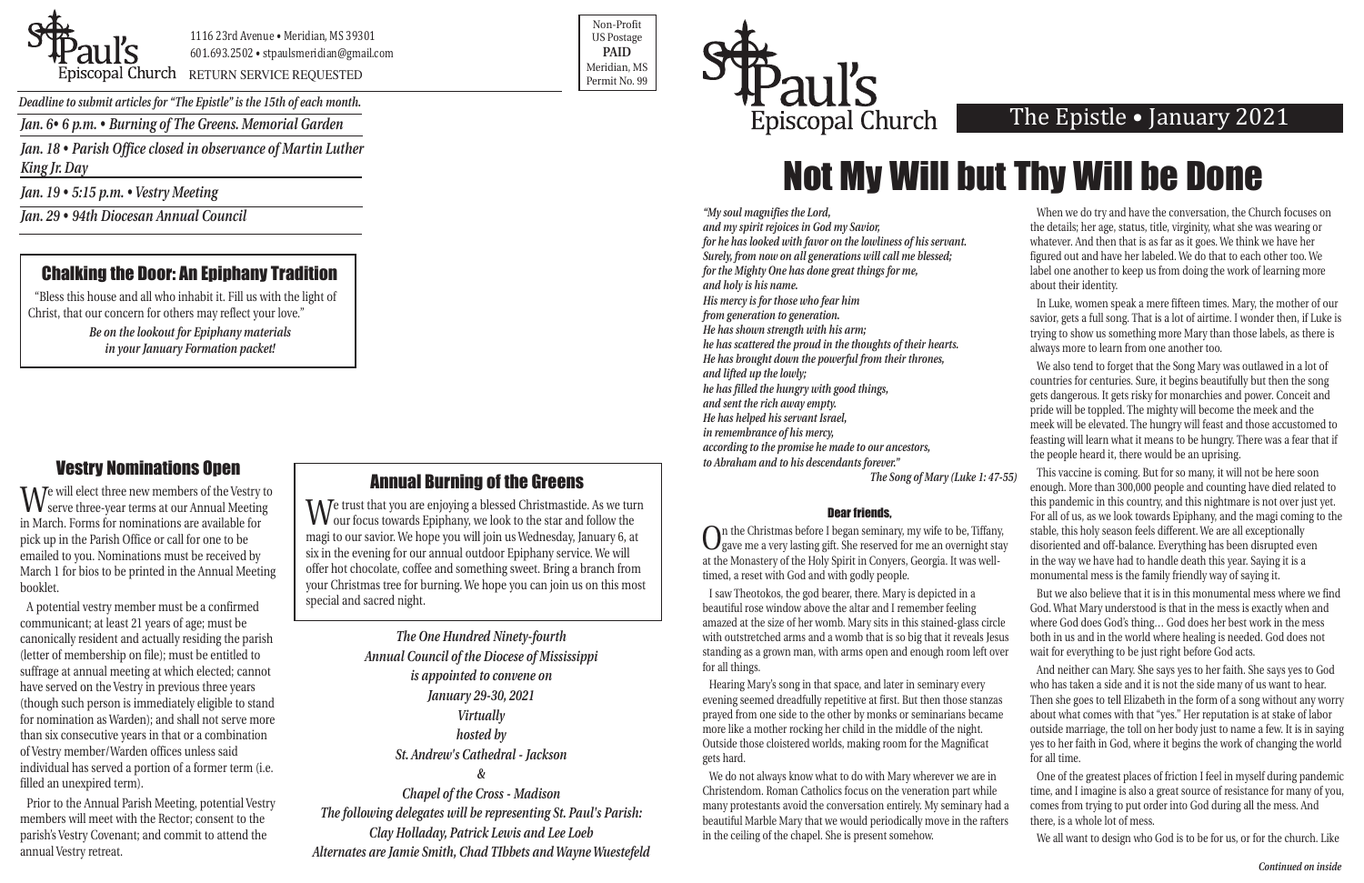St. Paul's Episcopal Church

1116 23rd Avenue • Meridian, MS 39301
601.693.2502 • stpaulsmeridian@gmail.com
RETURN SERVICE REQUESTED

Non-Profit
US Postage
**PAID**
Meridian, MS
Permit No. 99

***Deadline to submit articles for "The Epistle" is the 15th of each month.***

***Jan. 6• 6 p.m. • Burning of The Greens. Memorial Garden***

***Jan. 18 • Parish Office closed in observance of Martin Luther King Jr. Day***

***Jan. 19 • 5:15 p.m. • Vestry Meeting***

***Jan. 29 • 94th Diocesan Annual Council***

## Chalking the Door: An Epiphany Tradition

"Bless this house and all who inhabit it. Fill us with the light of Christ, that our concern for others may reflect your love."

***Be on the lookout for Epiphany materials in your January Formation packet!***

## Vestry Nominations Open

We will elect three new members of the Vestry to serve three-year terms at our Annual Meeting in March. Forms for nominations are available for pick up in the Parish Office or call for one to be emailed to you. Nominations must be received by March 1 for bios to be printed in the Annual Meeting booklet.

A potential vestry member must be a confirmed communicant; at least 21 years of age; must be canonically resident and actually residing the parish (letter of membership on file); must be entitled to suffrage at annual meeting at which elected; cannot have served on the Vestry in previous three years (though such person is immediately eligible to stand for nomination as Warden); and shall not serve more than six consecutive years in that or a combination of Vestry member/Warden offices unless said individual has served a portion of a former term (i.e. filled an unexpired term).

Prior to the Annual Parish Meeting, potential Vestry members will meet with the Rector; consent to the parish's Vestry Covenant; and commit to attend the annual Vestry retreat.

## Annual Burning of the Greens

We trust that you are enjoying a blessed Christmastide. As we turn our focus towards Epiphany, we look to the star and follow the magi to our savior. We hope you will join us Wednesday, January 6, at six in the evening for our annual outdoor Epiphany service. We will offer hot chocolate, coffee and something sweet. Bring a branch from your Christmas tree for burning. We hope you can join us on this most special and sacred night.

*The One Hundred Ninety-fourth*
*Annual Council of the Diocese of Mississippi*
*is appointed to convene on*
*January 29-30, 2021*
*Virtually*
*hosted by*
*St. Andrew's Cathedral - Jackson*
*&*
*Chapel of the Cross - Madison*
*The following delegates will be representing St. Paul's Parish:*
*Clay Holladay, Patrick Lewis and Lee Loeb*
*Alternates are Jamie Smith, Chad TIbbets and Wayne Wuestefeld*

St. Paul's Episcopal Church

The Epistle • January 2021

# Not My Will but Thy Will be Done

*"My soul magnifies the Lord,*
*and my spirit rejoices in God my Savior,*
*for he has looked with favor on the lowliness of his servant.*
*Surely, from now on all generations will call me blessed;*
*for the Mighty One has done great things for me,*
*and holy is his name.*
*His mercy is for those who fear him*
*from generation to generation.*
*He has shown strength with his arm;*
*he has scattered the proud in the thoughts of their hearts.*
*He has brought down the powerful from their thrones,*
*and lifted up the lowly;*
*he has filled the hungry with good things,*
*and sent the rich away empty.*
*He has helped his servant Israel,*
*in remembrance of his mercy,*
*according to the promise he made to our ancestors,*
*to Abraham and to his descendants forever."*

***The Song of Mary (Luke 1: 47-55)***

### Dear friends,

On the Christmas before I began seminary, my wife to be, Tiffany, gave me a very lasting gift. She reserved for me an overnight stay at the Monastery of the Holy Spirit in Conyers, Georgia. It was well-timed, a reset with God and with godly people.

I saw Theotokos, the god bearer, there. Mary is depicted in a beautiful rose window above the altar and I remember feeling amazed at the size of her womb. Mary sits in this stained-glass circle with outstretched arms and a womb that is so big that it reveals Jesus standing as a grown man, with arms open and enough room left over for all things.

Hearing Mary's song in that space, and later in seminary every evening seemed dreadfully repetitive at first. But then those stanzas prayed from one side to the other by monks or seminarians became more like a mother rocking her child in the middle of the night. Outside those cloistered worlds, making room for the Magnificat gets hard.

We do not always know what to do with Mary wherever we are in Christendom. Roman Catholics focus on the veneration part while many protestants avoid the conversation entirely. My seminary had a beautiful Marble Mary that we would periodically move in the rafters in the ceiling of the chapel. She is present somehow.

When we do try and have the conversation, the Church focuses on the details; her age, status, title, virginity, what she was wearing or whatever. And then that is as far as it goes. We think we have her figured out and have her labeled. We do that to each other too. We label one another to keep us from doing the work of learning more about their identity.

In Luke, women speak a mere fifteen times. Mary, the mother of our savior, gets a full song. That is a lot of airtime. I wonder then, if Luke is trying to show us something more Mary than those labels, as there is always more to learn from one another too.

We also tend to forget that the Song Mary was outlawed in a lot of countries for centuries. Sure, it begins beautifully but then the song gets dangerous. It gets risky for monarchies and power. Conceit and pride will be toppled. The mighty will become the meek and the meek will be elevated. The hungry will feast and those accustomed to feasting will learn what it means to be hungry. There was a fear that if the people heard it, there would be an uprising.

This vaccine is coming. But for so many, it will not be here soon enough. More than 300,000 people and counting have died related to this pandemic in this country, and this nightmare is not over just yet. For all of us, as we look towards Epiphany, and the magi coming to the stable, this holy season feels different. We are all exceptionally disoriented and off-balance. Everything has been disrupted even in the way we have had to handle death this year. Saying it is a monumental mess is the family friendly way of saying it.

But we also believe that it is in this monumental mess where we find God. What Mary understood is that in the mess is exactly when and where God does God's thing… God does her best work in the mess both in us and in the world where healing is needed. God does not wait for everything to be just right before God acts.

And neither can Mary. She says yes to her faith. She says yes to God who has taken a side and it is not the side many of us want to hear. Then she goes to tell Elizabeth in the form of a song without any worry about what comes with that "yes." Her reputation is at stake of labor outside marriage, the toll on her body just to name a few. It is in saying yes to her faith in God, where it begins the work of changing the world for all time.

One of the greatest places of friction I feel in myself during pandemic time, and I imagine is also a great source of resistance for many of you, comes from trying to put order into God during all the mess. And there, is a whole lot of mess.

We all want to design who God is to be for us, or for the church. Like

***Continued on inside***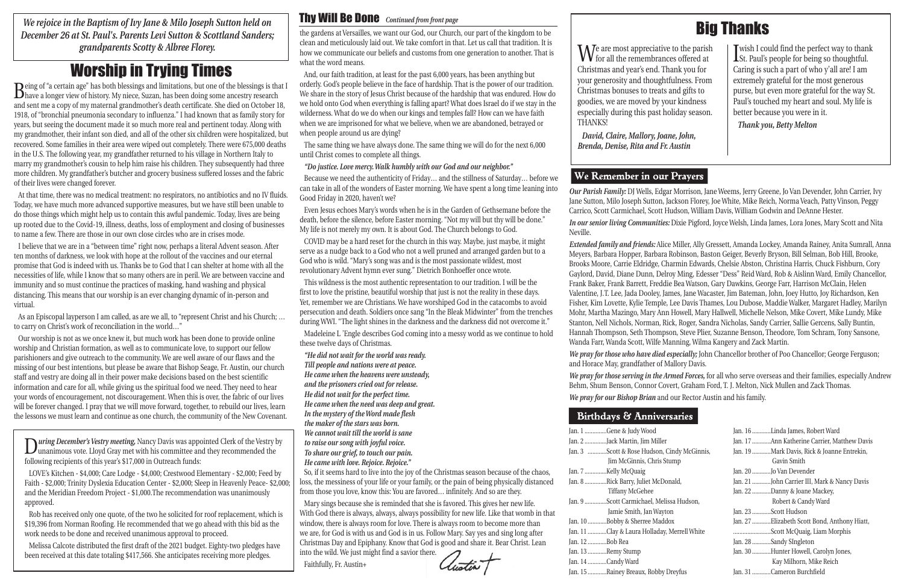*We rejoice in the Baptism of Ivy Jane & Milo Joseph Sutton held on December 26 at St. Paul's. Parents Levi Sutton & Scotland Sanders; grandparents Scotty & Albree Florey.*

# Worship in Trying Times

Being of "a certain age" has both blessings and limitations, but one of the blessings is that I have a longer view of history. My niece, Suzan, has been doing some ancestry research and sent me a copy of my maternal grandmother's death certificate. She died on October 18, 1918, of "bronchial pneumonia secondary to influenza." I had known that as family story for years, but seeing the document made it so much more real and pertinent today. Along with my grandmother, their infant son died, and all of the other six children were hospitalized, but recovered. Some families in their area were wiped out completely. There were 675,000 deaths in the U.S. The following year, my grandfather returned to his village in Northern Italy to marry my grandmother's cousin to help him raise his children. They subsequently had three more children. My grandfather's butcher and grocery business suffered losses and the fabric of their lives were changed forever.

At that time, there was no medical treatment: no respirators, no antibiotics and no IV fluids. Today, we have much more advanced supportive measures, but we have still been unable to do those things which might help us to contain this awful pandemic. Today, lives are being up rooted due to the Covid-19, illness, deaths, loss of employment and closing of businesses to name a few. There are those in our own close circles who are in crises mode.

I believe that we are in a "between time" right now, perhaps a literal Advent season. After ten months of darkness, we look with hope at the rollout of the vaccines and our eternal promise that God is indeed with us. Thanks be to God that I can shelter at home with all the necessities of life, while I know that so many others are in peril. We are between vaccine and immunity and so must continue the practices of masking, hand washing and physical distancing. This means that our worship is an ever changing dynamic of in-person and virtual.

As an Episcopal layperson I am called, as are we all, to "represent Christ and his Church; … to carry on Christ's work of reconciliation in the world…"

Our worship is not as we once knew it, but much work has been done to provide online worship and Christian formation, as well as to communicate love, to support our fellow parishioners and give outreach to the community. We are well aware of our flaws and the missing of our best intentions, but please be aware that Bishop Seage, Fr. Austin, our church staff and vestry are doing all in their power make decisions based on the best scientific information and care for all, while giving us the spiritual food we need. They need to hear your words of encouragement, not discouragement. When this is over, the fabric of our lives will be forever changed. I pray that we will move forward, together, to rebuild our lives, learn the lessons we must learn and continue as one church, the community of the New Covenant.

**During December's Vestry meeting,** Nancy Davis was appointed Clerk of the Vestry by unanimous vote. Lloyd Gray met with his committee and they recommended the following recipients of this year's $17,000 in Outreach funds:

LOVE's Kitchen - $4,000; Care Lodge - $4,000; Crestwood Elementary - $2,000; Feed by Faith - $2,000; Trinity Dyslexia Education Center - $2,000; Sleep in Heavenly Peace- $2,000; and the Meridian Freedom Project - $1,000.The recommendation was unanimously approved.

Rob has received only one quote, of the two he solicited for roof replacement, which is $19,396 from Norman Roofing. He recommended that we go ahead with this bid as the work needs to be done and received unanimous approval to proceed.

Melissa Calcote distributed the first draft of the 2021 budget. Eighty-two pledges have been received at this date totaling $417,566. She anticipates receiving more pledges.

## Thy Will Be Done *Continued from front page*

the gardens at Versailles, we want our God, our Church, our part of the kingdom to be clean and meticulously laid out. We take comfort in that. Let us call that tradition. It is how we communicate our beliefs and customs from one generation to another. That is what the word means.

And, our faith tradition, at least for the past 6,000 years, has been anything but orderly. God's people believe in the face of hardship. That is the power of our tradition. We share in the story of Jesus Christ because of the hardship that was endured. How do we hold onto God when everything is falling apart? What does Israel do if we stay in the wilderness. What do we do when our kings and temples fall? How can we have faith when we are imprisoned for what we believe, when we are abandoned, betrayed or when people around us are dying?

The same thing we have always done. The same thing we will do for the next 6,000 until Christ comes to complete all things.

*"Do justice. Love mercy. Walk humbly with our God and our neighbor."*

Because we need the authenticity of Friday… and the stillness of Saturday… before we can take in all of the wonders of Easter morning. We have spent a long time leaning into Good Friday in 2020, haven't we?

Even Jesus echoes Mary's words when he is in the Garden of Gethsemane before the death, before the silence, before Easter morning. "Not my will but thy will be done." My life is not merely my own. It is about God. The Church belongs to God.

COVID may be a hard reset for the church in this way. Maybe, just maybe, it might serve as a nudge back to a God who not a well pruned and arranged garden but to a God who is wild. "Mary's song was and is the most passionate wildest, most revolutionary Advent hymn ever sung." Dietrich Bonhoeffer once wrote.

This wildness is the most authentic representation to our tradition. I will be the first to love the pristine, beautiful worship that just is not the reality in these days. Yet, remember we are Christians. We have worshiped God in the catacombs to avoid persecution and death. Soldiers once sang "In the Bleak Midwinter" from the trenches during WWI. "The light shines in the darkness and the darkness did not overcome it."

Madeleine L 'Engle describes God coming into a messy world as we continue to hold these twelve days of Christmas.

*"He did not wait for the world was ready.*
*Till people and nations were at peace.*
*He came when the heavens were unsteady,*
*and the prisoners cried out for release.*
*He did not wait for the perfect time.*
*He came when the need was deep and great.*
*In the mystery of the Word made flesh*
*the maker of the stars was born.*
*We cannot wait till the world is sane*
*to raise our song with joyful voice.*
*To share our grief, to touch our pain.*
*He came with love. Rejoice. Rejoice."*

So, if it seems hard to live into the joy of the Christmas season because of the chaos, loss, the messiness of your life or your family, or the pain of being physically distanced from those you love, know this: You are favored… infinitely. And so are they.

Mary sings because she is reminded that she is favored. This gives her new life. With God there is always, always, always possibility for new life. Like that womb in that window, there is always room for love. There is always room to become more than we are, for God is with us and God is in us. Follow Mary. Say yes and sing long after Christmas Day and Epiphany. Know that God is good and share it. Bear Christ. Lean into the wild. We just might find a savior there.

Faithfully, Fr. Austin+

# Big Thanks

We are most appreciative to the parish for all the remembrances offered at Christmas and year's end. Thank you for your generosity and thoughtfulness. From Christmas bonuses to treats and gifts to goodies, we are moved by your kindness especially during this past holiday season. THANKS!

*David, Claire, Mallory, Joane, John, Brenda, Denise, Rita and Fr. Austin*

I wish I could find the perfect way to thank St. Paul's people for being so thoughtful. Caring is such a part of who y'all are! I am extremely grateful for the most generous purse, but even more grateful for the way St. Paul's touched my heart and soul. My life is better because you were in it.

*Thank you, Betty Melton*

## We Remember in our Prayers

***Our Parish Family:*** DJ Wells, Edgar Morrison, Jane Weems, Jerry Greene, Jo Van Devender, John Carrier, Ivy Jane Sutton, Milo Joseph Sutton, Jackson Florey, Joe White, Mike Reich, Norma Veach, Patty Vinson, Peggy Carrico, Scott Carmichael, Scott Hudson, William Davis, William Godwin and DeAnne Hester.

***In our senior living Communities:*** Dixie Pigford, Joyce Welsh, Linda James, Lora Jones, Mary Scott and Nita Neville.

***Extended family and friends:*** Alice Miller, Ally Gressett, Amanda Lockey, Amanda Rainey, Anita Sumrall, Anna Meyers, Barbara Hopper, Barbara Robinson, Baston Geiger, Beverly Bryson, Bill Selman, Bob Hill, Brooke, Brooks Moore, Carrie Eldridge, Charmin Edwards, Chelsie Abston, Christina Harris, Chuck Fishburn, Cory Gaylord, David, Diane Dunn, Delroy Ming, Edesser "Dess" Reid Ward, Rob & Aislinn Ward, Emily Chancellor, Frank Baker, Frank Barrett, Freddie Bea Watson, Gary Dawkins, George Farr, Harrison McClain, Helen Valentine, J.T. Lee, Jada Dooley, James, Jane Wacaster, Jim Bateman, John, Joey Hutto, Joy Richardson, Ken Fisher, Kim Lovette, Kylie Temple, Lee Davis Thames, Lou Dubose, Maddie Walker, Margaret Hadley, Marilyn Mohr, Martha Mazingo, Mary Ann Howell, Mary Hallwell, Michelle Nelson, Mike Covert, Mike Lundy, Mike Stanton, Nell Nichols, Norman, Rick, Roger, Sandra Nicholas, Sandy Carrier, Sallie Gercens, Sally Buntin, Hannah Thompson, Seth Thompson, Steve Plier, Suzanne Benson, Theodore, Tom Schram, Tony Sansone, Wanda Farr, Wanda Scott, Wilfe Manning, Wilma Kangery and Zack Martin.

***We pray for those who have died especially;*** John Chancellor brother of Poo Chancellor; George Ferguson; and Horace May, grandfather of Mallory Davis.

***We pray for those serving in the Armed Forces,*** for all who serve overseas and their families, especially Andrew Behm, Shum Benson, Connor Covert, Graham Ford, T. J. Melton, Nick Mullen and Zack Thomas.

***We pray for our Bishop Brian*** and our Rector Austin and his family.

## Birthdays & Anniversaries

Jan. 1 ..............Gene & Judy Wood
Jan. 2 ..............Jack Martin, Jim Miller
Jan. 3 ............Scott & Rose Hudson, Cindy McGinnis, Jim McGinnis, Chris Stump
Jan. 7 ..............Kelly McQuaig
Jan. 8 ..............Rick Barry, Juliet McDonald, Tiffany McGehee
Jan. 9 ..............Scott Carmichael, Melissa Hudson, Jamie Smith, Jan Wayton
Jan. 10 ............Bobby & Sherree Maddox
Jan. 11 ............Clay & Laura Holladay, Merrell White
Jan. 12 ............Bob Rea
Jan. 13 ............Remy Stump
Jan. 14 ............Candy Ward
Jan. 15 ............Rainey Breaux, Robby Dreyfus
Jan. 16 ............Linda James, Robert Ward
Jan. 17 ............Ann Katherine Carrier, Matthew Davis
Jan. 19 ............Mark Davis, Rick & Joanne Entrekin, Gavin Smith
Jan. 20 ............Jo Van Devender
Jan. 21 ............John Carrier III, Mark & Nancy Davis
Jan. 22 ............Danny & Joane Mackey, Robert & Candy Ward
Jan. 23 ............Scott Hudson
Jan. 27 ............Elizabeth Scott Bond, Anthony Hiatt, ........................Scott McQuaig, Liam Morphis
Jan. 28 ............Sandy SIngleton
Jan. 30 ............Hunter Howell, Carolyn Jones, Kay Milhorn, Mike Reich
Jan. 31 ............Cameron Burchfield